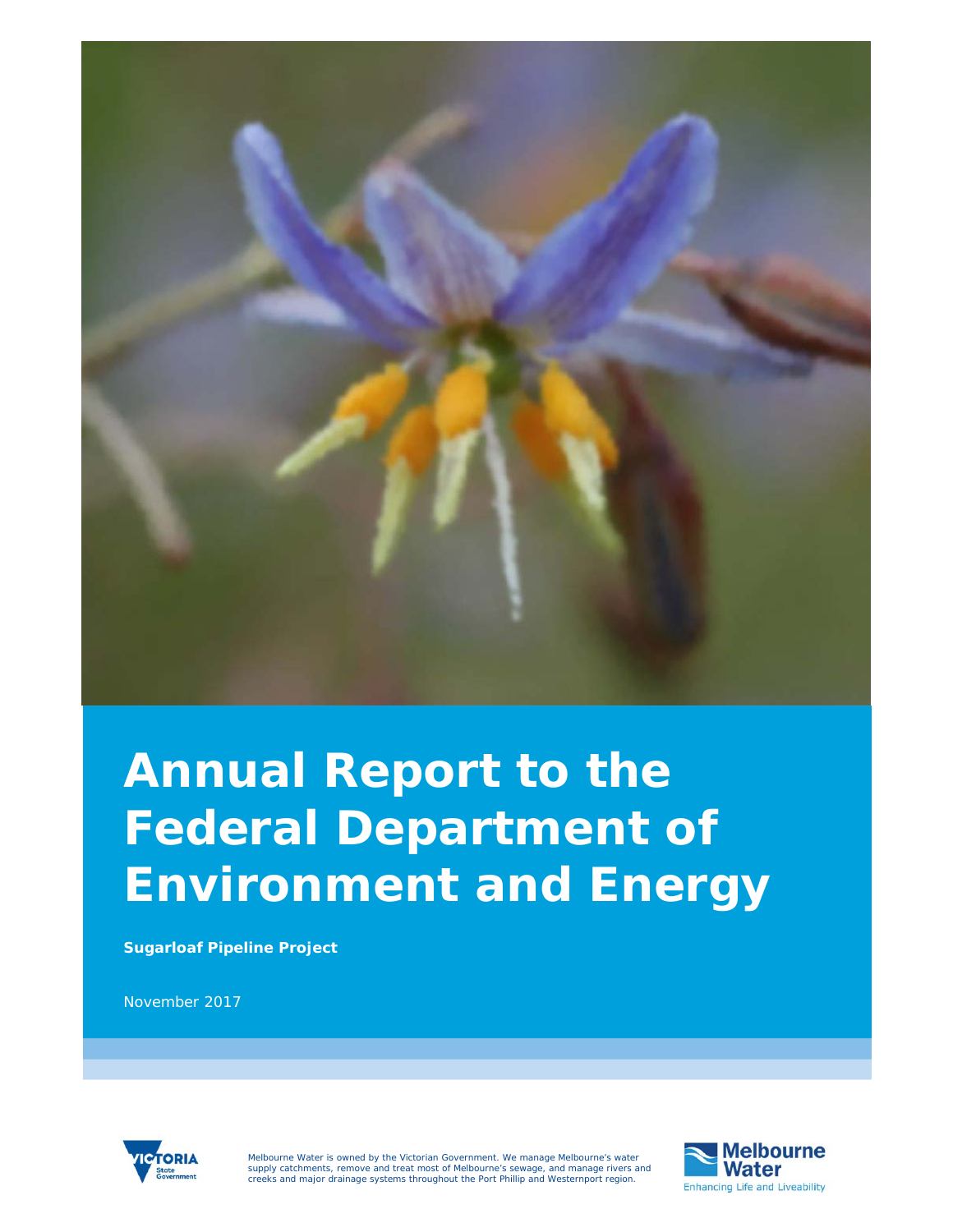# Annual Report to the Federal Department of Environment and Energy

**Sugarloaf Pipeline Project**

November 2017

Melbourne Water is owned by the Victorian Government. We manage Melbourne's water supply catchments, remove and treat most of Melbourne's sewage, and manage rivers and creeks and major drainage systems throughout the Port Phillip and Westernport region.

Melbourne Water
Enhancing Life and Liveability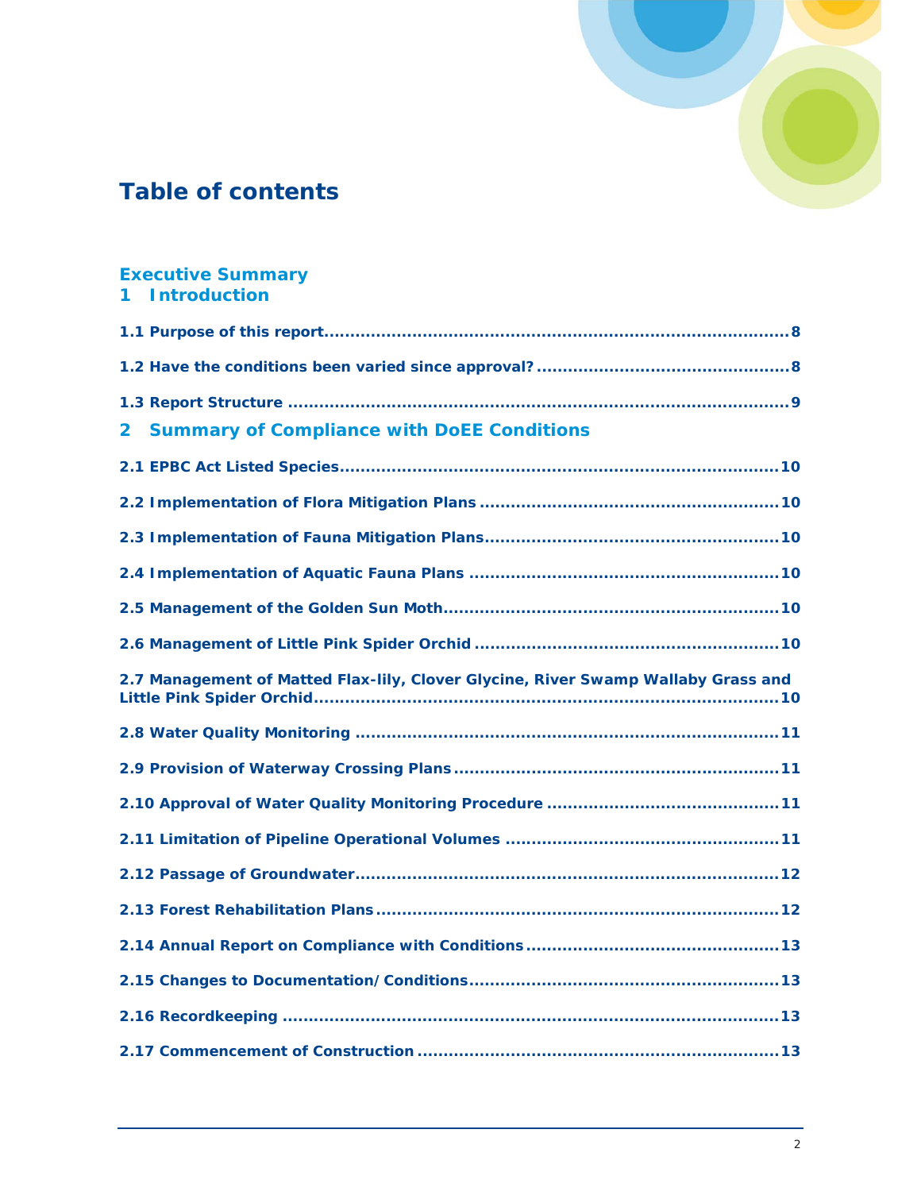# Table of contents

**Executive Summary**

**1 Introduction**

**1.1 Purpose of this report** ........................................ 8

**1.2 Have the conditions been varied since approval?** ........................................ 8

**1.3 Report Structure** ........................................ 9

**2 Summary of Compliance with DoEE Conditions**

**2.1 EPBC Act Listed Species** ........................................ 10

**2.2 Implementation of Flora Mitigation Plans** ........................................ 10

**2.3 Implementation of Fauna Mitigation Plans** ........................................ 10

**2.4 Implementation of Aquatic Fauna Plans** ........................................ 10

**2.5 Management of the Golden Sun Moth** ........................................ 10

**2.6 Management of Little Pink Spider Orchid** ........................................ 10

**2.7 Management of Matted Flax-lily, Clover Glycine, River Swamp Wallaby Grass and Little Pink Spider Orchid** ........................................ 10

**2.8 Water Quality Monitoring** ........................................ 11

**2.9 Provision of Waterway Crossing Plans** ........................................ 11

**2.10 Approval of Water Quality Monitoring Procedure** ........................................ 11

**2.11 Limitation of Pipeline Operational Volumes** ........................................ 11

**2.12 Passage of Groundwater** ........................................ 12

**2.13 Forest Rehabilitation Plans** ........................................ 12

**2.14 Annual Report on Compliance with Conditions** ........................................ 13

**2.15 Changes to Documentation/Conditions** ........................................ 13

**2.16 Recordkeeping** ........................................ 13

**2.17 Commencement of Construction** ........................................ 13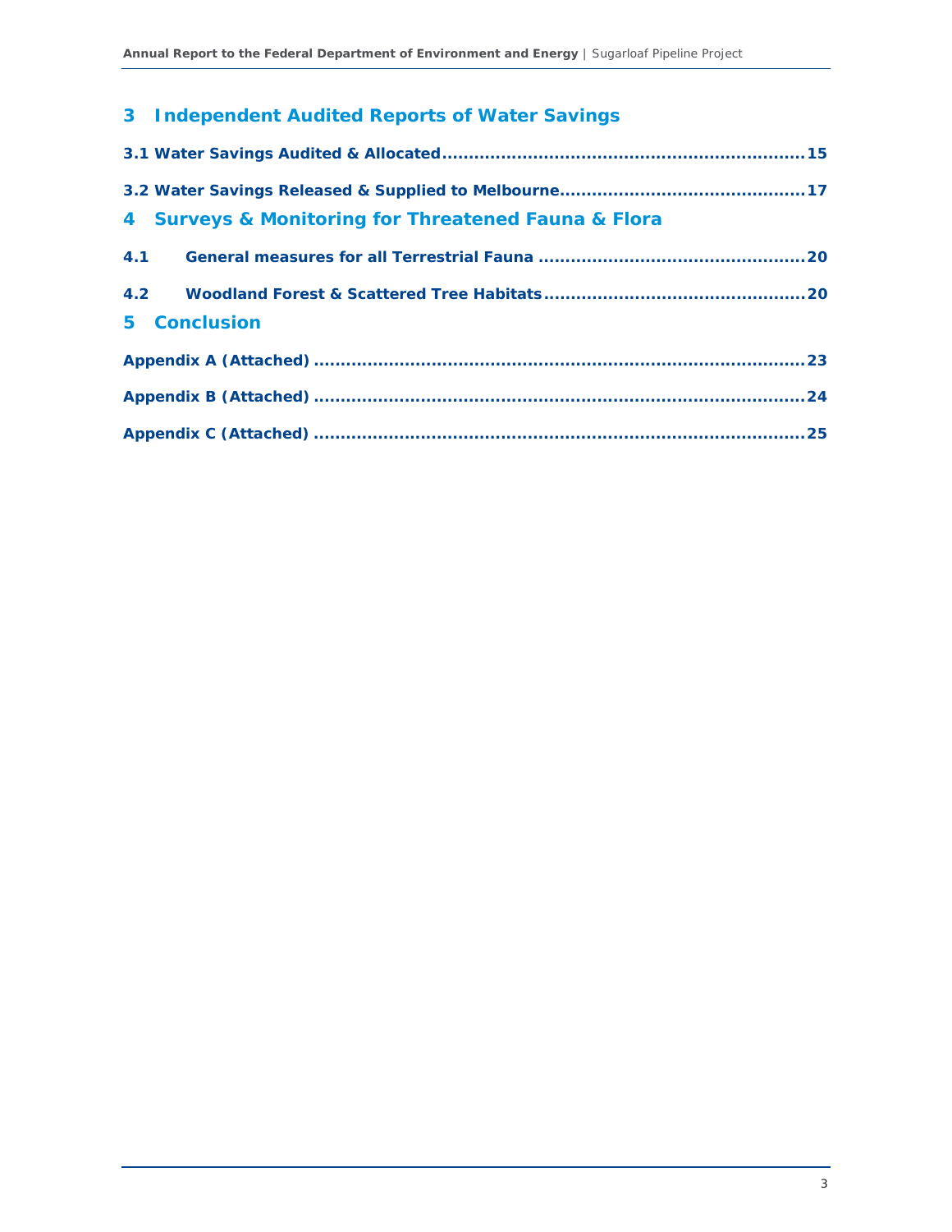## 3 Independent Audited Reports of Water Savings

**3.1 Water Savings Audited & Allocated....................................................................15**

**3.2 Water Savings Released & Supplied to Melbourne.............................................17**

## 4 Surveys & Monitoring for Threatened Fauna & Flora

**4.1 General measures for all Terrestrial Fauna .................................................20**

**4.2 Woodland Forest & Scattered Tree Habitats................................................20**

## 5 Conclusion

**Appendix A (Attached) ..........................................................................................23**

**Appendix B (Attached) ..........................................................................................24**

**Appendix C (Attached) ..........................................................................................25**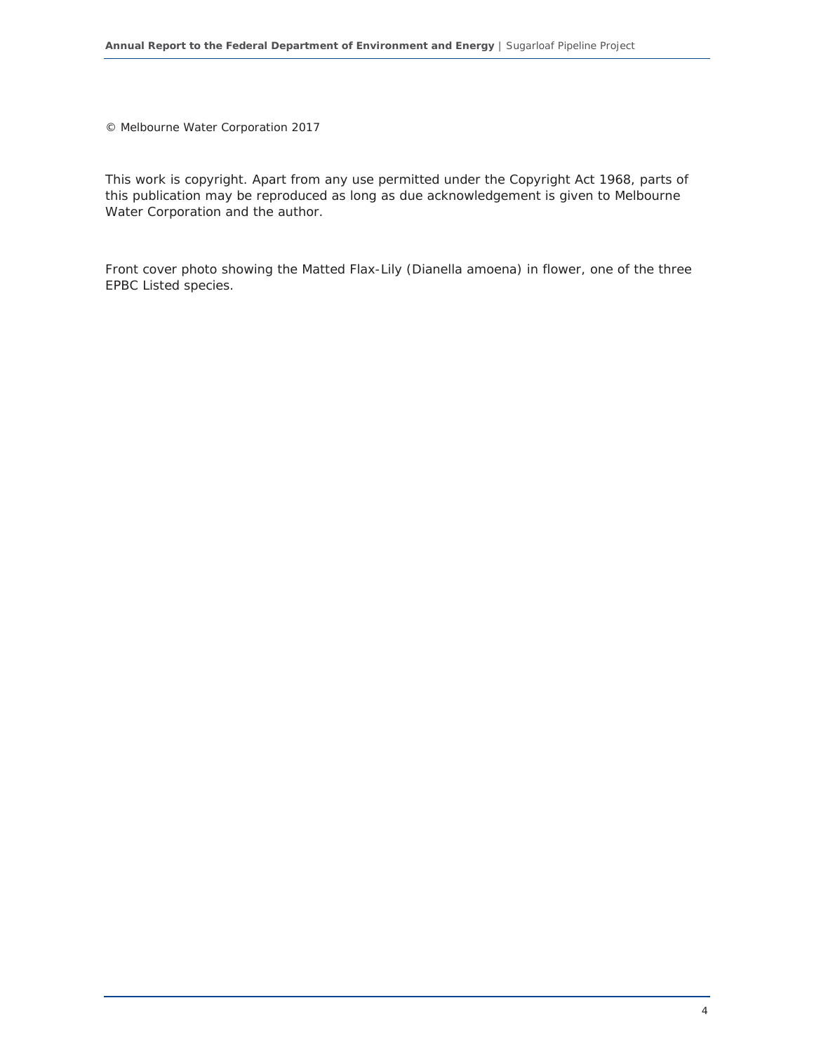© Melbourne Water Corporation 2017

This work is copyright. Apart from any use permitted under the Copyright Act 1968, parts of this publication may be reproduced as long as due acknowledgement is given to Melbourne Water Corporation and the author.

Front cover photo showing the Matted Flax-Lily (Dianella amoena) in flower, one of the three EPBC Listed species.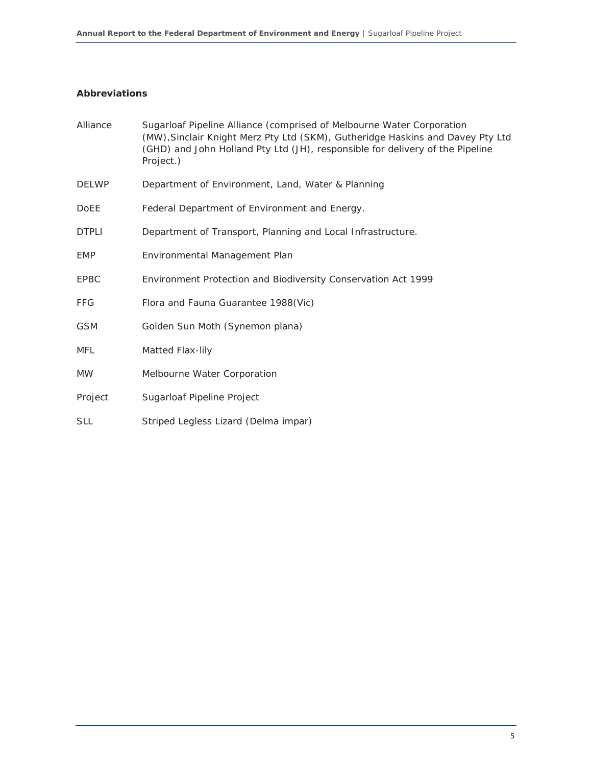## Abbreviations

| | |
|---|---|
| Alliance | Sugarloaf Pipeline Alliance (comprised of Melbourne Water Corporation (MW),Sinclair Knight Merz Pty Ltd (SKM), Gutheridge Haskins and Davey Pty Ltd (GHD) and John Holland Pty Ltd (JH), responsible for delivery of the Pipeline Project.) |
| DELWP | Department of Environment, Land, Water & Planning |
| DoEE | Federal Department of Environment and Energy. |
| DTPLI | Department of Transport, Planning and Local Infrastructure. |
| EMP | Environmental Management Plan |
| EPBC | Environment Protection and Biodiversity Conservation Act 1999 |
| FFG | Flora and Fauna Guarantee 1988(Vic) |
| GSM | Golden Sun Moth (Synemon plana) |
| MFL | Matted Flax-lily |
| MW | Melbourne Water Corporation |
| Project | Sugarloaf Pipeline Project |
| SLL | Striped Legless Lizard (Delma impar) |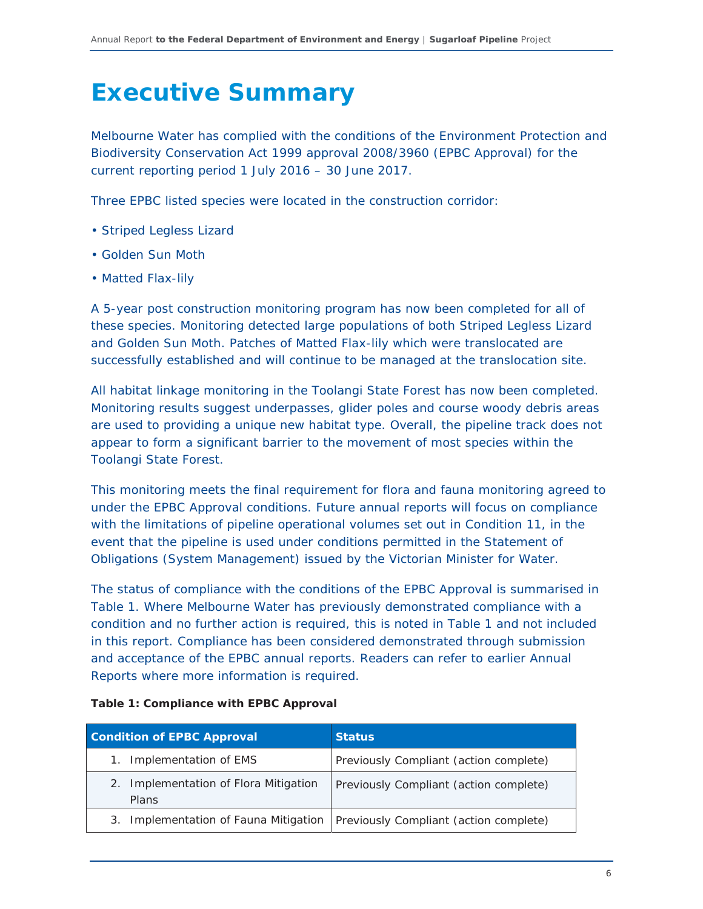# Executive Summary

Melbourne Water has complied with the conditions of the Environment Protection and Biodiversity Conservation Act 1999 approval 2008/3960 (EPBC Approval) for the current reporting period 1 July 2016 – 30 June 2017.

Three EPBC listed species were located in the construction corridor:

- Striped Legless Lizard
- Golden Sun Moth
- Matted Flax-lily

A 5-year post construction monitoring program has now been completed for all of these species. Monitoring detected large populations of both Striped Legless Lizard and Golden Sun Moth. Patches of Matted Flax-lily which were translocated are successfully established and will continue to be managed at the translocation site.

All habitat linkage monitoring in the Toolangi State Forest has now been completed. Monitoring results suggest underpasses, glider poles and course woody debris areas are used to providing a unique new habitat type. Overall, the pipeline track does not appear to form a significant barrier to the movement of most species within the Toolangi State Forest.

This monitoring meets the final requirement for flora and fauna monitoring agreed to under the EPBC Approval conditions. Future annual reports will focus on compliance with the limitations of pipeline operational volumes set out in Condition 11, in the event that the pipeline is used under conditions permitted in the Statement of Obligations (System Management) issued by the Victorian Minister for Water.

The status of compliance with the conditions of the EPBC Approval is summarised in Table 1. Where Melbourne Water has previously demonstrated compliance with a condition and no further action is required, this is noted in Table 1 and not included in this report. Compliance has been considered demonstrated through submission and acceptance of the EPBC annual reports. Readers can refer to earlier Annual Reports where more information is required.

**Table 1: Compliance with EPBC Approval**

| Condition of EPBC Approval | Status |
|---|---|
| 1. Implementation of EMS | Previously Compliant (action complete) |
| 2. Implementation of Flora Mitigation Plans | Previously Compliant (action complete) |
| 3. Implementation of Fauna Mitigation | Previously Compliant (action complete) |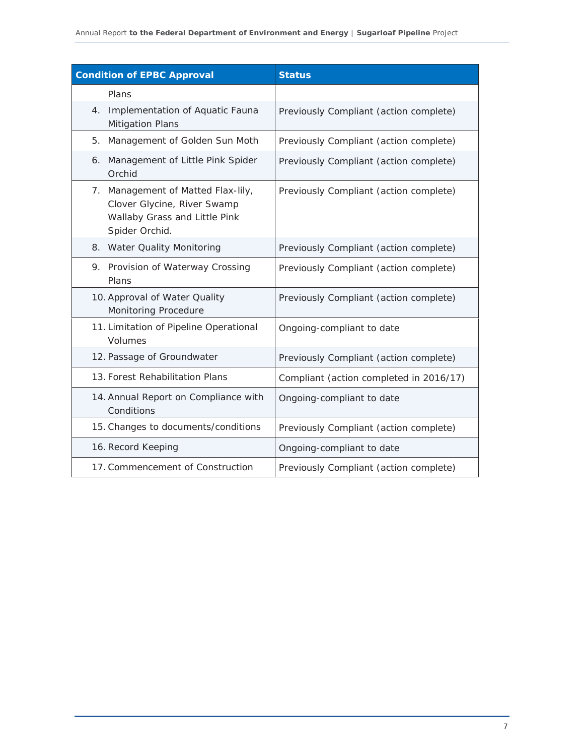| Condition of EPBC Approval | Status |
| --- | --- |
| Plans | |
| 4. Implementation of Aquatic Fauna Mitigation Plans | Previously Compliant (action complete) |
| 5. Management of Golden Sun Moth | Previously Compliant (action complete) |
| 6. Management of Little Pink Spider Orchid | Previously Compliant (action complete) |
| 7. Management of Matted Flax-lily, Clover Glycine, River Swamp Wallaby Grass and Little Pink Spider Orchid. | Previously Compliant (action complete) |
| 8. Water Quality Monitoring | Previously Compliant (action complete) |
| 9. Provision of Waterway Crossing Plans | Previously Compliant (action complete) |
| 10. Approval of Water Quality Monitoring Procedure | Previously Compliant (action complete) |
| 11. Limitation of Pipeline Operational Volumes | Ongoing-compliant to date |
| 12. Passage of Groundwater | Previously Compliant (action complete) |
| 13. Forest Rehabilitation Plans | Compliant (action completed in 2016/17) |
| 14. Annual Report on Compliance with Conditions | Ongoing-compliant to date |
| 15. Changes to documents/conditions | Previously Compliant (action complete) |
| 16. Record Keeping | Ongoing-compliant to date |
| 17. Commencement of Construction | Previously Compliant (action complete) |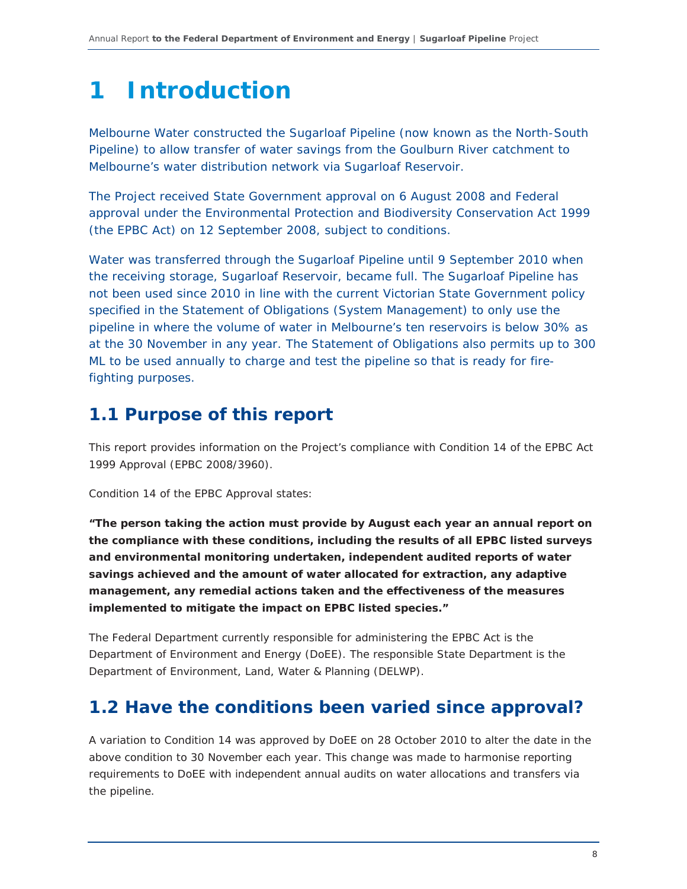# 1 Introduction

Melbourne Water constructed the Sugarloaf Pipeline (now known as the North-South Pipeline) to allow transfer of water savings from the Goulburn River catchment to Melbourne's water distribution network via Sugarloaf Reservoir.

The Project received State Government approval on 6 August 2008 and Federal approval under the Environmental Protection and Biodiversity Conservation Act 1999 (the EPBC Act) on 12 September 2008, subject to conditions.

Water was transferred through the Sugarloaf Pipeline until 9 September 2010 when the receiving storage, Sugarloaf Reservoir, became full. The Sugarloaf Pipeline has not been used since 2010 in line with the current Victorian State Government policy specified in the Statement of Obligations (System Management) to only use the pipeline in where the volume of water in Melbourne's ten reservoirs is below 30% as at the 30 November in any year. The Statement of Obligations also permits up to 300 ML to be used annually to charge and test the pipeline so that is ready for fire-fighting purposes.

## 1.1 Purpose of this report

This report provides information on the Project's compliance with Condition 14 of the EPBC Act 1999 Approval (EPBC 2008/3960).

Condition 14 of the EPBC Approval states:

**"The person taking the action must provide by August each year an annual report on the compliance with these conditions, including the results of all EPBC listed surveys and environmental monitoring undertaken, independent audited reports of water savings achieved and the amount of water allocated for extraction, any adaptive management, any remedial actions taken and the effectiveness of the measures implemented to mitigate the impact on EPBC listed species."**

The Federal Department currently responsible for administering the EPBC Act is the Department of Environment and Energy (DoEE). The responsible State Department is the Department of Environment, Land, Water & Planning (DELWP).

## 1.2 Have the conditions been varied since approval?

A variation to Condition 14 was approved by DoEE on 28 October 2010 to alter the date in the above condition to 30 November each year. This change was made to harmonise reporting requirements to DoEE with independent annual audits on water allocations and transfers via the pipeline.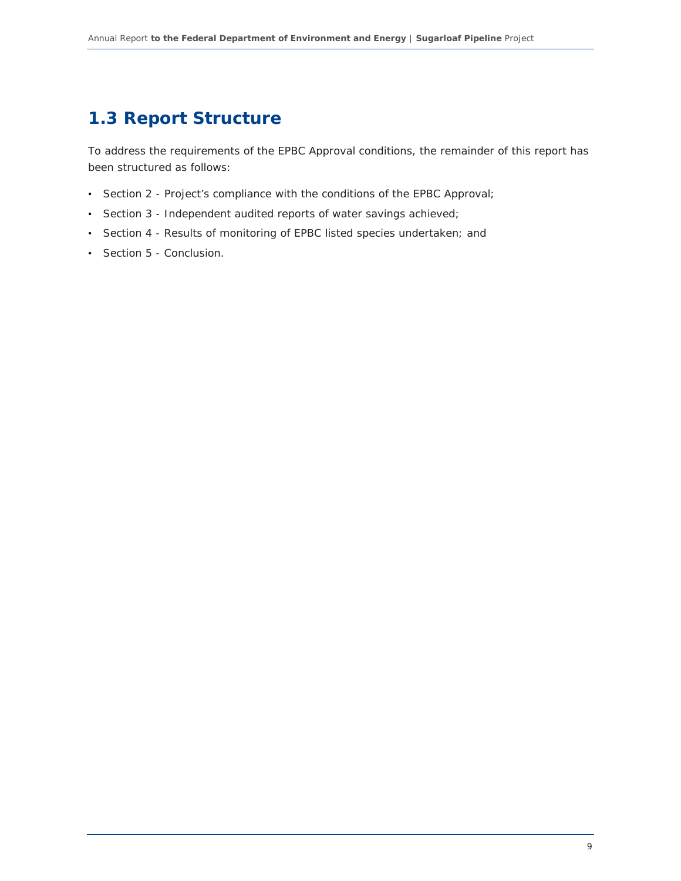## 1.3 Report Structure

To address the requirements of the EPBC Approval conditions, the remainder of this report has been structured as follows:

- Section 2 - Project's compliance with the conditions of the EPBC Approval;
- Section 3 - Independent audited reports of water savings achieved;
- Section 4 - Results of monitoring of EPBC listed species undertaken; and
- Section 5 - Conclusion.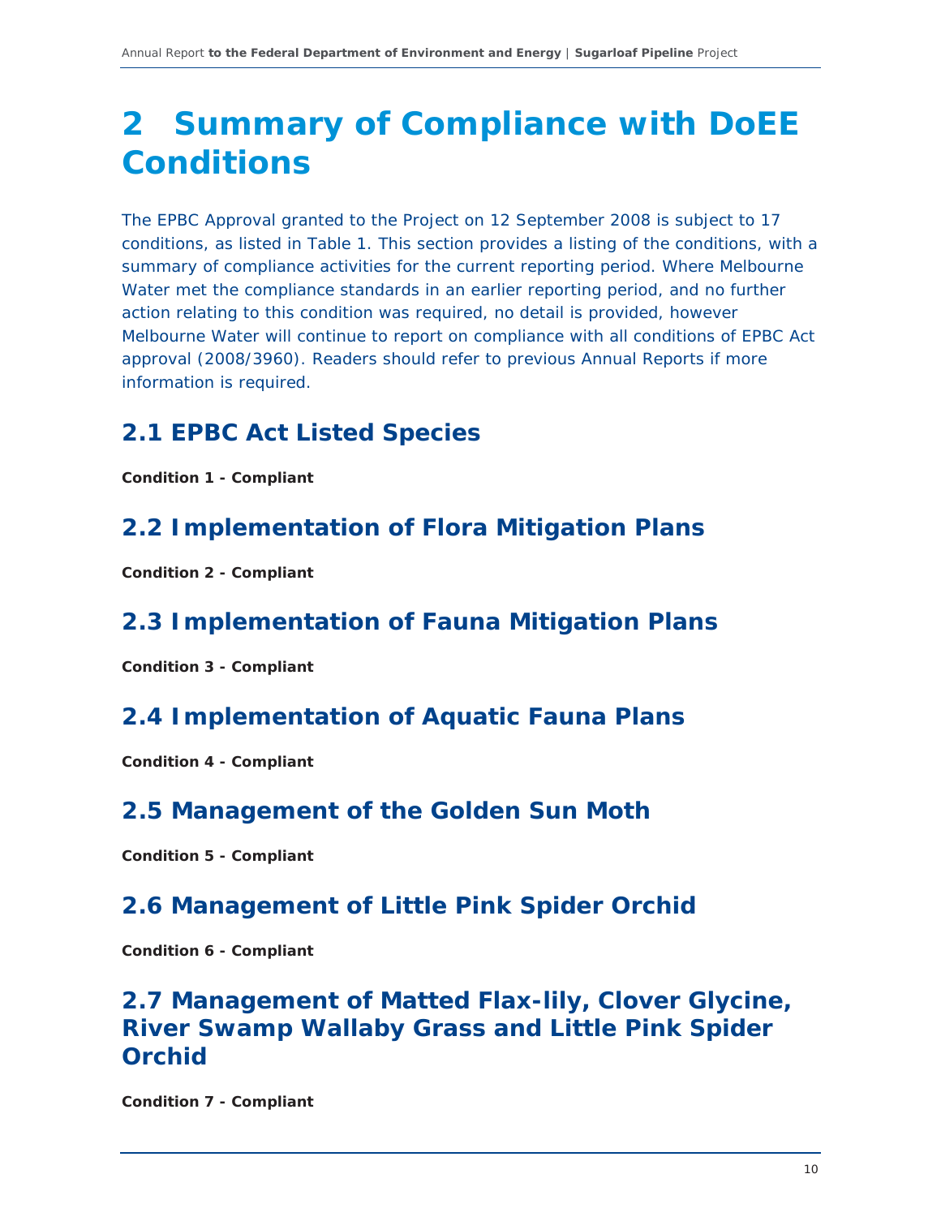# 2 Summary of Compliance with DoEE Conditions

The EPBC Approval granted to the Project on 12 September 2008 is subject to 17 conditions, as listed in Table 1. This section provides a listing of the conditions, with a summary of compliance activities for the current reporting period. Where Melbourne Water met the compliance standards in an earlier reporting period, and no further action relating to this condition was required, no detail is provided, however Melbourne Water will continue to report on compliance with all conditions of EPBC Act approval (2008/3960). Readers should refer to previous Annual Reports if more information is required.

## 2.1 EPBC Act Listed Species

**Condition 1 - Compliant**

## 2.2 Implementation of Flora Mitigation Plans

**Condition 2 - Compliant**

## 2.3 Implementation of Fauna Mitigation Plans

**Condition 3 - Compliant**

## 2.4 Implementation of Aquatic Fauna Plans

**Condition 4 - Compliant**

## 2.5 Management of the Golden Sun Moth

**Condition 5 - Compliant**

## 2.6 Management of Little Pink Spider Orchid

**Condition 6 - Compliant**

## 2.7 Management of Matted Flax-lily, Clover Glycine, River Swamp Wallaby Grass and Little Pink Spider Orchid

**Condition 7 - Compliant**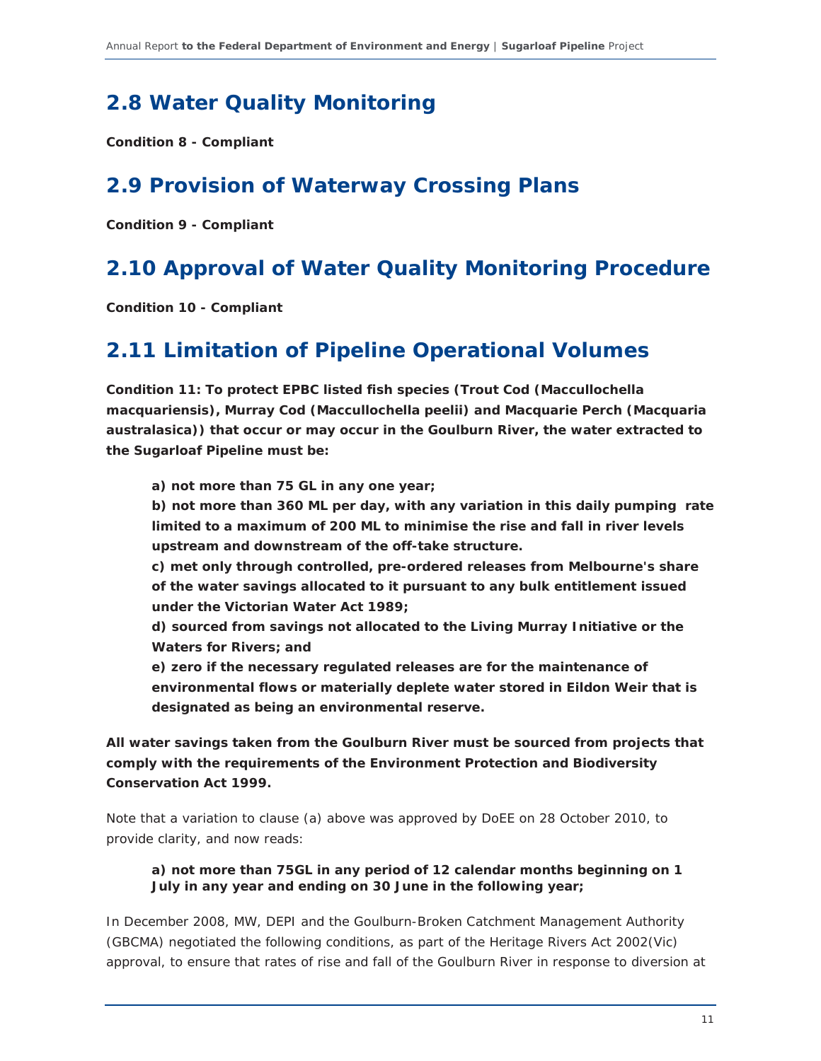## 2.8 Water Quality Monitoring

**Condition 8 - Compliant**

## 2.9 Provision of Waterway Crossing Plans

**Condition 9 - Compliant**

## 2.10 Approval of Water Quality Monitoring Procedure

**Condition 10 - Compliant**

## 2.11 Limitation of Pipeline Operational Volumes

**Condition 11: To protect EPBC listed fish species (Trout Cod (Maccullochella macquariensis), Murray Cod (Maccullochella peelii) and Macquarie Perch (Macquaria australasica)) that occur or may occur in the Goulburn River, the water extracted to the Sugarloaf Pipeline must be:**

> **a) not more than 75 GL in any one year;**
>
> **b) not more than 360 ML per day, with any variation in this daily pumping rate limited to a maximum of 200 ML to minimise the rise and fall in river levels upstream and downstream of the off-take structure.**
>
> **c) met only through controlled, pre-ordered releases from Melbourne's share of the water savings allocated to it pursuant to any bulk entitlement issued under the Victorian Water Act 1989;**
>
> **d) sourced from savings not allocated to the Living Murray Initiative or the Waters for Rivers; and**
>
> **e) zero if the necessary regulated releases are for the maintenance of environmental flows or materially deplete water stored in Eildon Weir that is designated as being an environmental reserve.**

**All water savings taken from the Goulburn River must be sourced from projects that comply with the requirements of the Environment Protection and Biodiversity Conservation Act 1999.**

Note that a variation to clause (a) above was approved by DoEE on 28 October 2010, to provide clarity, and now reads:

> **a) not more than 75GL in any period of 12 calendar months beginning on 1 July in any year and ending on 30 June in the following year;**

In December 2008, MW, DEPI and the Goulburn-Broken Catchment Management Authority (GBCMA) negotiated the following conditions, as part of the Heritage Rivers Act 2002(Vic) approval, to ensure that rates of rise and fall of the Goulburn River in response to diversion at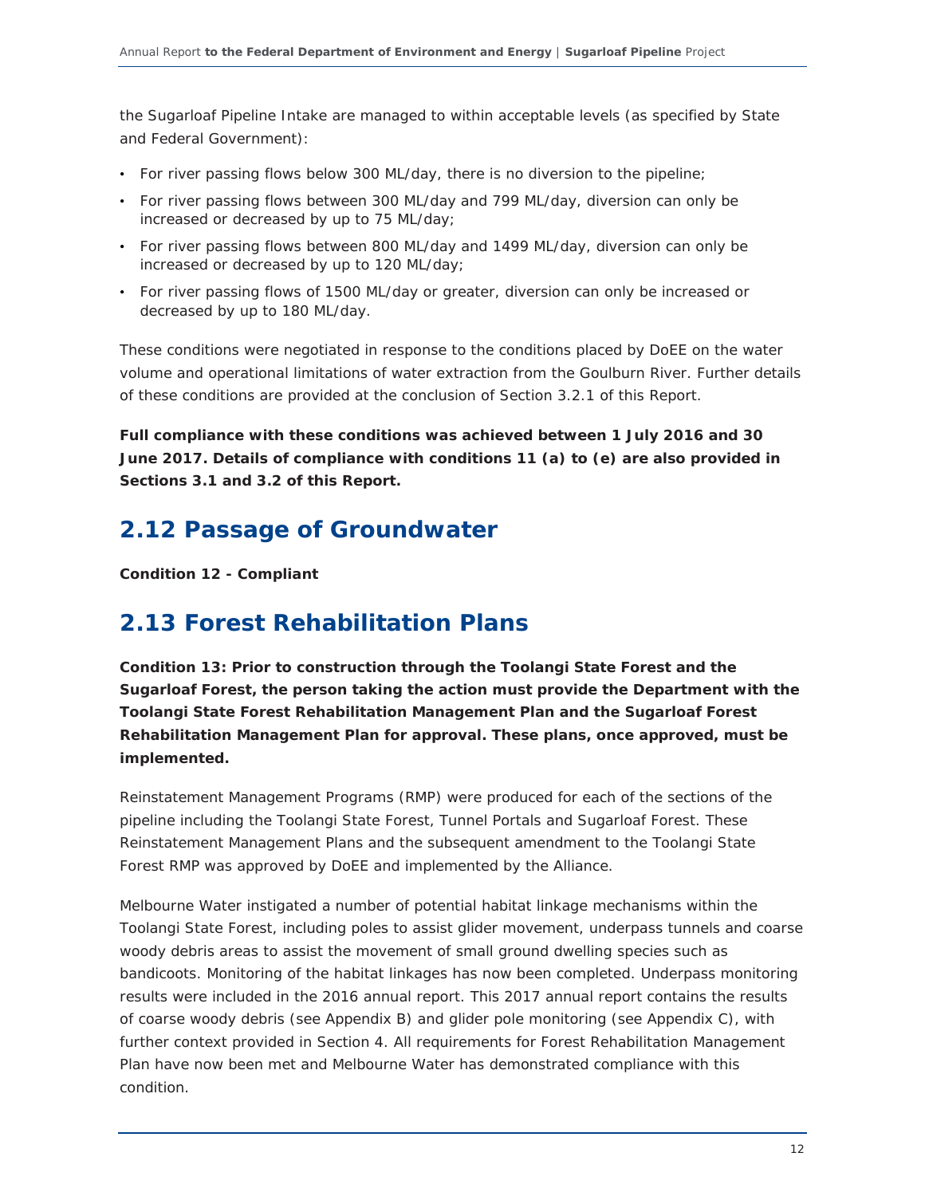the Sugarloaf Pipeline Intake are managed to within acceptable levels (as specified by State and Federal Government):

- For river passing flows below 300 ML/day, there is no diversion to the pipeline;
- For river passing flows between 300 ML/day and 799 ML/day, diversion can only be increased or decreased by up to 75 ML/day;
- For river passing flows between 800 ML/day and 1499 ML/day, diversion can only be increased or decreased by up to 120 ML/day;
- For river passing flows of 1500 ML/day or greater, diversion can only be increased or decreased by up to 180 ML/day.

These conditions were negotiated in response to the conditions placed by DoEE on the water volume and operational limitations of water extraction from the Goulburn River. Further details of these conditions are provided at the conclusion of Section 3.2.1 of this Report.

**Full compliance with these conditions was achieved between 1 July 2016 and 30 June 2017. Details of compliance with conditions 11 (a) to (e) are also provided in Sections 3.1 and 3.2 of this Report.**

## 2.12 Passage of Groundwater

**Condition 12 - Compliant**

## 2.13 Forest Rehabilitation Plans

**Condition 13: Prior to construction through the Toolangi State Forest and the Sugarloaf Forest, the person taking the action must provide the Department with the Toolangi State Forest Rehabilitation Management Plan and the Sugarloaf Forest Rehabilitation Management Plan for approval. These plans, once approved, must be implemented.**

Reinstatement Management Programs (RMP) were produced for each of the sections of the pipeline including the Toolangi State Forest, Tunnel Portals and Sugarloaf Forest. These Reinstatement Management Plans and the subsequent amendment to the Toolangi State Forest RMP was approved by DoEE and implemented by the Alliance.

Melbourne Water instigated a number of potential habitat linkage mechanisms within the Toolangi State Forest, including poles to assist glider movement, underpass tunnels and coarse woody debris areas to assist the movement of small ground dwelling species such as bandicoots. Monitoring of the habitat linkages has now been completed. Underpass monitoring results were included in the 2016 annual report. This 2017 annual report contains the results of coarse woody debris (see Appendix B) and glider pole monitoring (see Appendix C), with further context provided in Section 4. All requirements for Forest Rehabilitation Management Plan have now been met and Melbourne Water has demonstrated compliance with this condition.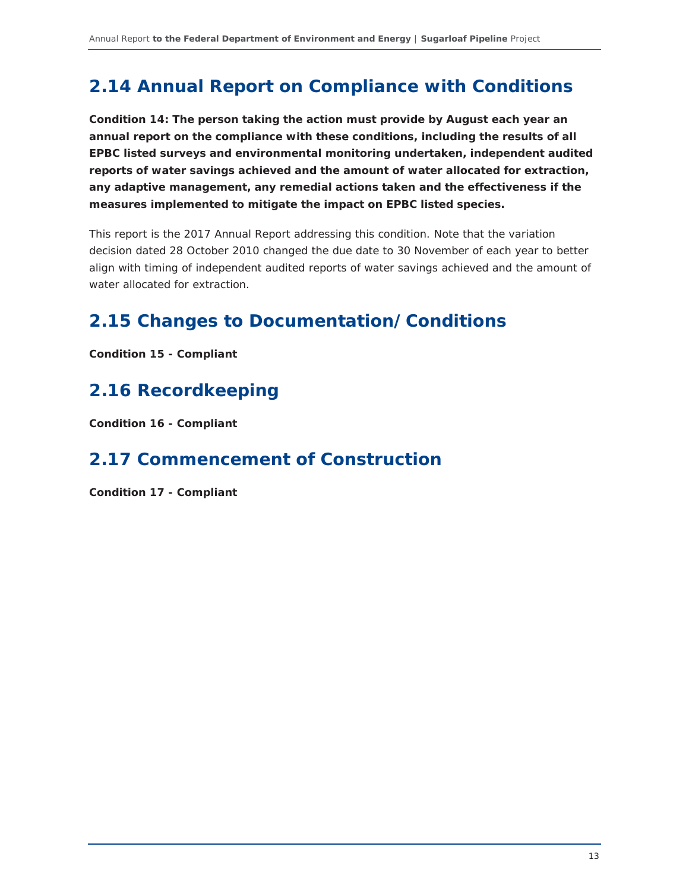## 2.14 Annual Report on Compliance with Conditions

**Condition 14: The person taking the action must provide by August each year an annual report on the compliance with these conditions, including the results of all EPBC listed surveys and environmental monitoring undertaken, independent audited reports of water savings achieved and the amount of water allocated for extraction, any adaptive management, any remedial actions taken and the effectiveness if the measures implemented to mitigate the impact on EPBC listed species.**

This report is the 2017 Annual Report addressing this condition. Note that the variation decision dated 28 October 2010 changed the due date to 30 November of each year to better align with timing of independent audited reports of water savings achieved and the amount of water allocated for extraction.

## 2.15 Changes to Documentation/Conditions

**Condition 15 - Compliant**

## 2.16 Recordkeeping

**Condition 16 - Compliant**

## 2.17 Commencement of Construction

**Condition 17 - Compliant**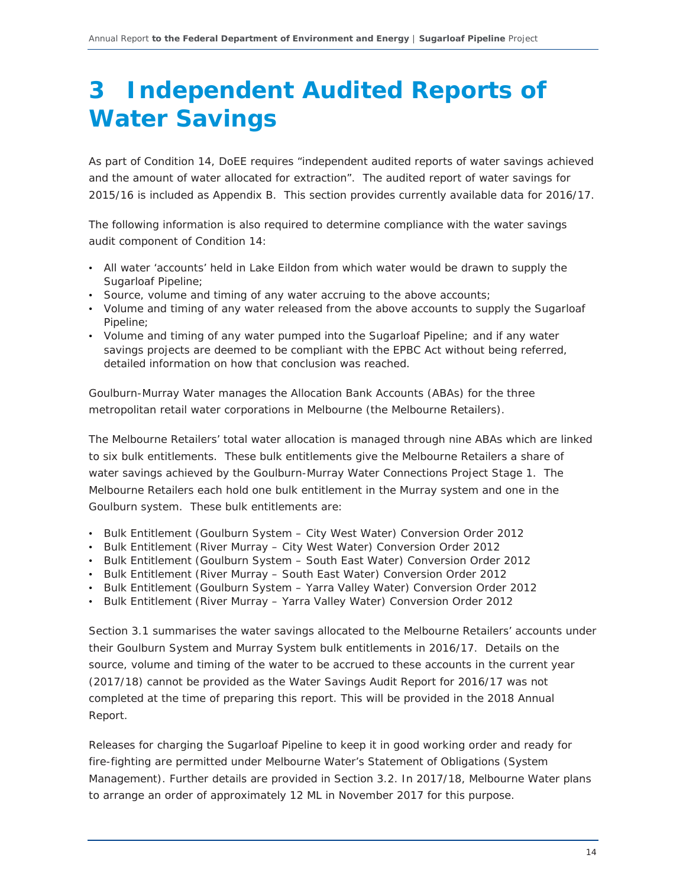# 3 Independent Audited Reports of Water Savings

As part of Condition 14, DoEE requires "independent audited reports of water savings achieved and the amount of water allocated for extraction". The audited report of water savings for 2015/16 is included as Appendix B. This section provides currently available data for 2016/17.

The following information is also required to determine compliance with the water savings audit component of Condition 14:

- All water 'accounts' held in Lake Eildon from which water would be drawn to supply the Sugarloaf Pipeline;
- Source, volume and timing of any water accruing to the above accounts;
- Volume and timing of any water released from the above accounts to supply the Sugarloaf Pipeline;
- Volume and timing of any water pumped into the Sugarloaf Pipeline; and if any water savings projects are deemed to be compliant with the EPBC Act without being referred, detailed information on how that conclusion was reached.

Goulburn-Murray Water manages the Allocation Bank Accounts (ABAs) for the three metropolitan retail water corporations in Melbourne (the Melbourne Retailers).

The Melbourne Retailers' total water allocation is managed through nine ABAs which are linked to six bulk entitlements. These bulk entitlements give the Melbourne Retailers a share of water savings achieved by the Goulburn-Murray Water Connections Project Stage 1. The Melbourne Retailers each hold one bulk entitlement in the Murray system and one in the Goulburn system. These bulk entitlements are:

- Bulk Entitlement (Goulburn System – City West Water) Conversion Order 2012
- Bulk Entitlement (River Murray – City West Water) Conversion Order 2012
- Bulk Entitlement (Goulburn System – South East Water) Conversion Order 2012
- Bulk Entitlement (River Murray – South East Water) Conversion Order 2012
- Bulk Entitlement (Goulburn System – Yarra Valley Water) Conversion Order 2012
- Bulk Entitlement (River Murray – Yarra Valley Water) Conversion Order 2012

Section 3.1 summarises the water savings allocated to the Melbourne Retailers' accounts under their Goulburn System and Murray System bulk entitlements in 2016/17. Details on the source, volume and timing of the water to be accrued to these accounts in the current year (2017/18) cannot be provided as the Water Savings Audit Report for 2016/17 was not completed at the time of preparing this report. This will be provided in the 2018 Annual Report.

Releases for charging the Sugarloaf Pipeline to keep it in good working order and ready for fire-fighting are permitted under Melbourne Water's Statement of Obligations (System Management). Further details are provided in Section 3.2. In 2017/18, Melbourne Water plans to arrange an order of approximately 12 ML in November 2017 for this purpose.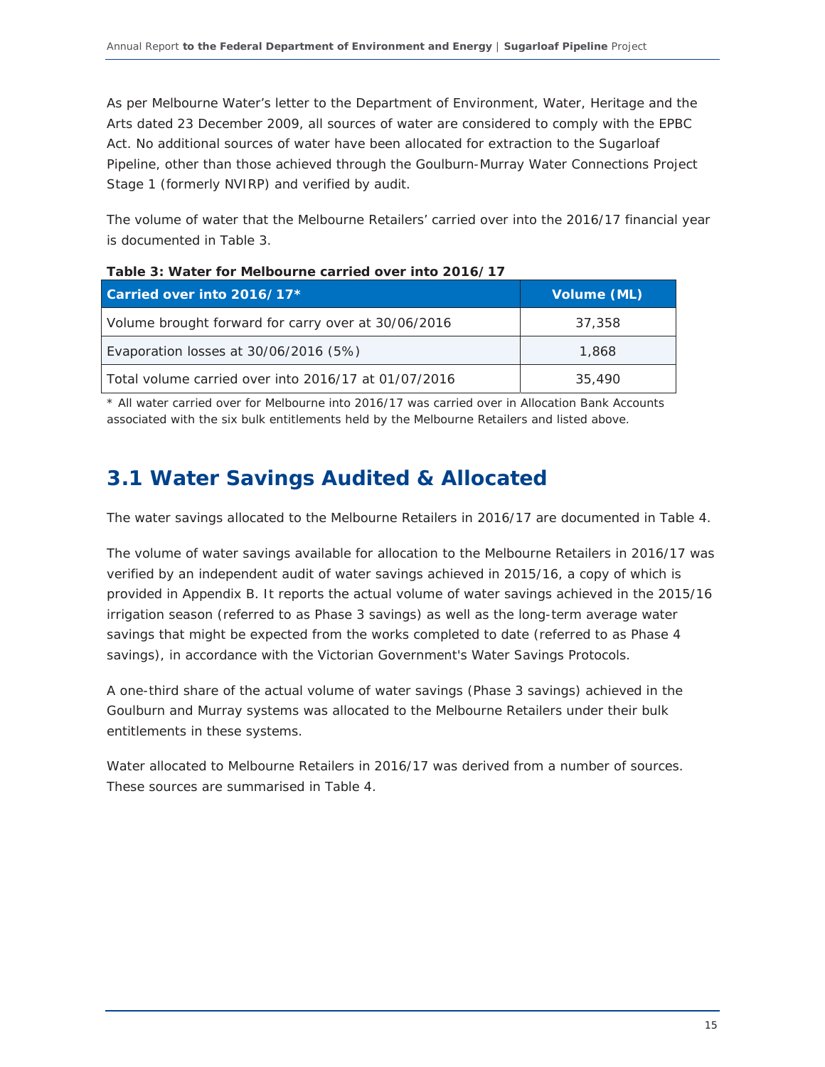As per Melbourne Water's letter to the Department of Environment, Water, Heritage and the Arts dated 23 December 2009, all sources of water are considered to comply with the EPBC Act. No additional sources of water have been allocated for extraction to the Sugarloaf Pipeline, other than those achieved through the Goulburn-Murray Water Connections Project Stage 1 (formerly NVIRP) and verified by audit.

The volume of water that the Melbourne Retailers' carried over into the 2016/17 financial year is documented in Table 3.

**Table 3: Water for Melbourne carried over into 2016/17**

| Carried over into 2016/17* | Volume (ML) |
|---|---|
| Volume brought forward for carry over at 30/06/2016 | 37,358 |
| Evaporation losses at 30/06/2016 (5%) | 1,868 |
| Total volume carried over into 2016/17 at 01/07/2016 | 35,490 |

* All water carried over for Melbourne into 2016/17 was carried over in Allocation Bank Accounts associated with the six bulk entitlements held by the Melbourne Retailers and listed above.

## 3.1 Water Savings Audited & Allocated

The water savings allocated to the Melbourne Retailers in 2016/17 are documented in Table 4.

The volume of water savings available for allocation to the Melbourne Retailers in 2016/17 was verified by an independent audit of water savings achieved in 2015/16, a copy of which is provided in Appendix B. It reports the actual volume of water savings achieved in the 2015/16 irrigation season (referred to as Phase 3 savings) as well as the long-term average water savings that might be expected from the works completed to date (referred to as Phase 4 savings), in accordance with the Victorian Government's Water Savings Protocols.

A one-third share of the actual volume of water savings (Phase 3 savings) achieved in the Goulburn and Murray systems was allocated to the Melbourne Retailers under their bulk entitlements in these systems.

Water allocated to Melbourne Retailers in 2016/17 was derived from a number of sources. These sources are summarised in Table 4.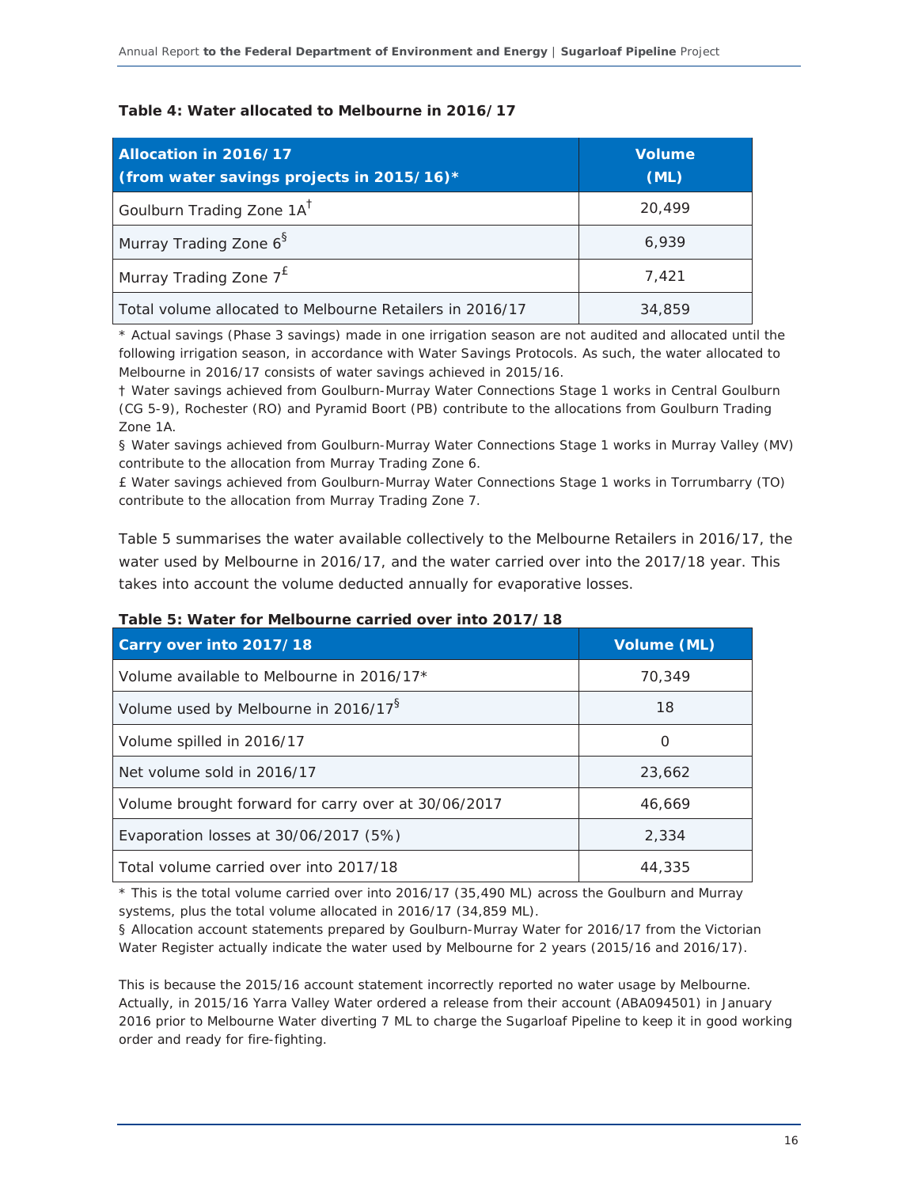**Table 4: Water allocated to Melbourne in 2016/17**

| Allocation in 2016/17 (from water savings projects in 2015/16)* | Volume (ML) |
|---|---|
| Goulburn Trading Zone 1A† | 20,499 |
| Murray Trading Zone 6§ | 6,939 |
| Murray Trading Zone 7£ | 7,421 |
| Total volume allocated to Melbourne Retailers in 2016/17 | 34,859 |

* Actual savings (Phase 3 savings) made in one irrigation season are not audited and allocated until the following irrigation season, in accordance with Water Savings Protocols. As such, the water allocated to Melbourne in 2016/17 consists of water savings achieved in 2015/16.

† Water savings achieved from Goulburn-Murray Water Connections Stage 1 works in Central Goulburn (CG 5-9), Rochester (RO) and Pyramid Boort (PB) contribute to the allocations from Goulburn Trading Zone 1A.

§ Water savings achieved from Goulburn-Murray Water Connections Stage 1 works in Murray Valley (MV) contribute to the allocation from Murray Trading Zone 6.

£ Water savings achieved from Goulburn-Murray Water Connections Stage 1 works in Torrumbarry (TO) contribute to the allocation from Murray Trading Zone 7.

Table 5 summarises the water available collectively to the Melbourne Retailers in 2016/17, the water used by Melbourne in 2016/17, and the water carried over into the 2017/18 year. This takes into account the volume deducted annually for evaporative losses.

**Table 5: Water for Melbourne carried over into 2017/18**

| Carry over into 2017/18 | Volume (ML) |
|---|---|
| Volume available to Melbourne in 2016/17* | 70,349 |
| Volume used by Melbourne in 2016/17§ | 18 |
| Volume spilled in 2016/17 | 0 |
| Net volume sold in 2016/17 | 23,662 |
| Volume brought forward for carry over at 30/06/2017 | 46,669 |
| Evaporation losses at 30/06/2017 (5%) | 2,334 |
| Total volume carried over into 2017/18 | 44,335 |

* This is the total volume carried over into 2016/17 (35,490 ML) across the Goulburn and Murray systems, plus the total volume allocated in 2016/17 (34,859 ML).

§ Allocation account statements prepared by Goulburn-Murray Water for 2016/17 from the Victorian Water Register actually indicate the water used by Melbourne for 2 years (2015/16 and 2016/17).

This is because the 2015/16 account statement incorrectly reported no water usage by Melbourne. Actually, in 2015/16 Yarra Valley Water ordered a release from their account (ABA094501) in January 2016 prior to Melbourne Water diverting 7 ML to charge the Sugarloaf Pipeline to keep it in good working order and ready for fire-fighting.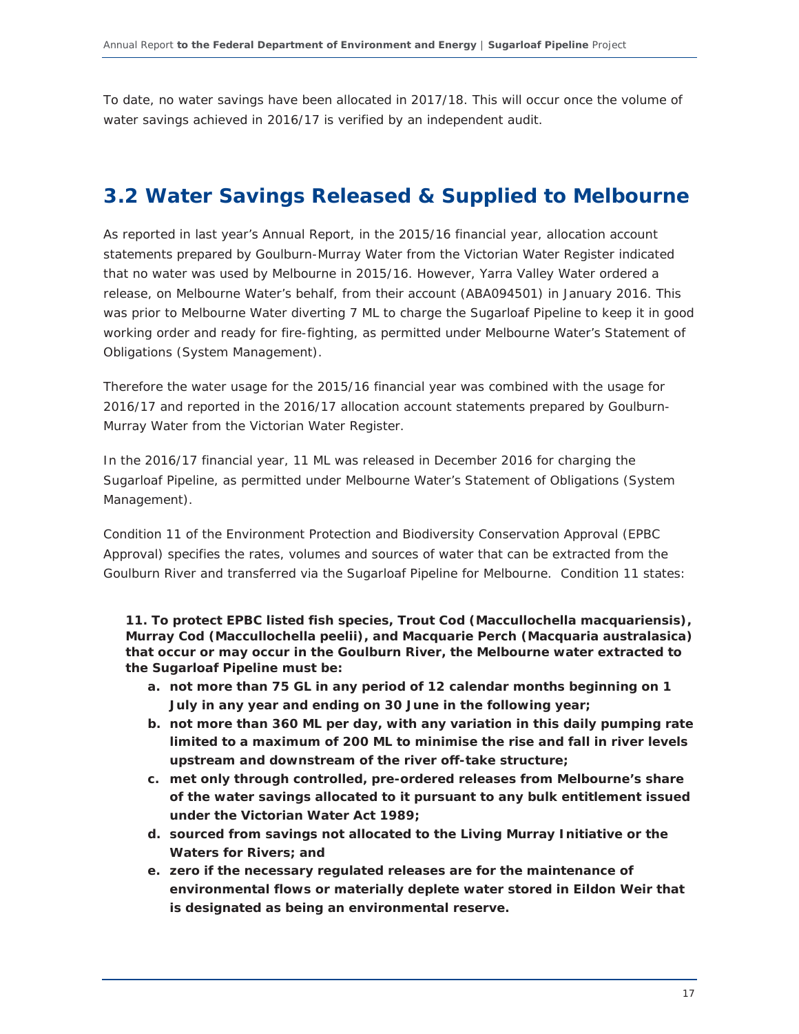To date, no water savings have been allocated in 2017/18. This will occur once the volume of water savings achieved in 2016/17 is verified by an independent audit.

## 3.2 Water Savings Released & Supplied to Melbourne

As reported in last year's Annual Report, in the 2015/16 financial year, allocation account statements prepared by Goulburn-Murray Water from the Victorian Water Register indicated that no water was used by Melbourne in 2015/16. However, Yarra Valley Water ordered a release, on Melbourne Water's behalf, from their account (ABA094501) in January 2016. This was prior to Melbourne Water diverting 7 ML to charge the Sugarloaf Pipeline to keep it in good working order and ready for fire-fighting, as permitted under Melbourne Water's Statement of Obligations (System Management).

Therefore the water usage for the 2015/16 financial year was combined with the usage for 2016/17 and reported in the 2016/17 allocation account statements prepared by Goulburn-Murray Water from the Victorian Water Register.

In the 2016/17 financial year, 11 ML was released in December 2016 for charging the Sugarloaf Pipeline, as permitted under Melbourne Water's Statement of Obligations (System Management).

Condition 11 of the Environment Protection and Biodiversity Conservation Approval (EPBC Approval) specifies the rates, volumes and sources of water that can be extracted from the Goulburn River and transferred via the Sugarloaf Pipeline for Melbourne. Condition 11 states:

**11. To protect EPBC listed fish species, Trout Cod (Maccullochella macquariensis), Murray Cod (Maccullochella peelii), and Macquarie Perch (Macquaria australasica) that occur or may occur in the Goulburn River, the Melbourne water extracted to the Sugarloaf Pipeline must be:**

**a. not more than 75 GL in any period of 12 calendar months beginning on 1 July in any year and ending on 30 June in the following year;**

**b. not more than 360 ML per day, with any variation in this daily pumping rate limited to a maximum of 200 ML to minimise the rise and fall in river levels upstream and downstream of the river off-take structure;**

**c. met only through controlled, pre-ordered releases from Melbourne's share of the water savings allocated to it pursuant to any bulk entitlement issued under the Victorian Water Act 1989;**

**d. sourced from savings not allocated to the Living Murray Initiative or the Waters for Rivers; and**

**e. zero if the necessary regulated releases are for the maintenance of environmental flows or materially deplete water stored in Eildon Weir that is designated as being an environmental reserve.**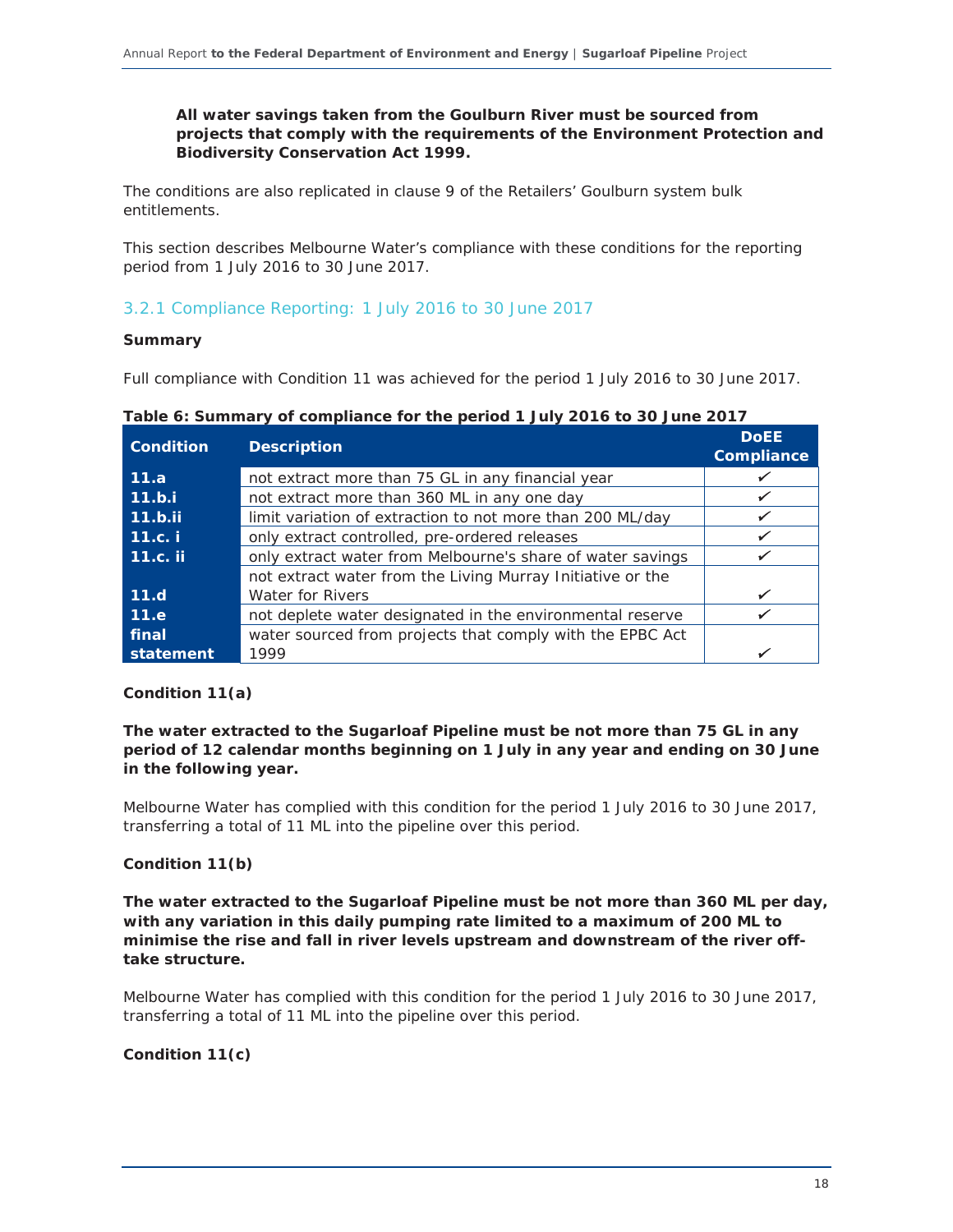**All water savings taken from the Goulburn River must be sourced from projects that comply with the requirements of the Environment Protection and Biodiversity Conservation Act 1999.**

The conditions are also replicated in clause 9 of the Retailers' Goulburn system bulk entitlements.

This section describes Melbourne Water's compliance with these conditions for the reporting period from 1 July 2016 to 30 June 2017.

### 3.2.1 Compliance Reporting: 1 July 2016 to 30 June 2017

**Summary**

Full compliance with Condition 11 was achieved for the period 1 July 2016 to 30 June 2017.

**Table 6: Summary of compliance for the period 1 July 2016 to 30 June 2017**

| Condition | Description | DoEE Compliance |
|---|---|---|
| **11.a** | not extract more than 75 GL in any financial year | ✓ |
| **11.b.i** | not extract more than 360 ML in any one day | ✓ |
| **11.b.ii** | limit variation of extraction to not more than 200 ML/day | ✓ |
| **11.c. i** | only extract controlled, pre-ordered releases | ✓ |
| **11.c. ii** | only extract water from Melbourne's share of water savings | ✓ |
| **11.d** | not extract water from the Living Murray Initiative or the Water for Rivers | ✓ |
| **11.e** | not deplete water designated in the environmental reserve | ✓ |
| **final statement** | water sourced from projects that comply with the EPBC Act 1999 | ✓ |

**Condition 11(a)**

**The water extracted to the Sugarloaf Pipeline must be not more than 75 GL in any period of 12 calendar months beginning on 1 July in any year and ending on 30 June in the following year.**

Melbourne Water has complied with this condition for the period 1 July 2016 to 30 June 2017, transferring a total of 11 ML into the pipeline over this period.

**Condition 11(b)**

**The water extracted to the Sugarloaf Pipeline must be not more than 360 ML per day, with any variation in this daily pumping rate limited to a maximum of 200 ML to minimise the rise and fall in river levels upstream and downstream of the river off-take structure.**

Melbourne Water has complied with this condition for the period 1 July 2016 to 30 June 2017, transferring a total of 11 ML into the pipeline over this period.

**Condition 11(c)**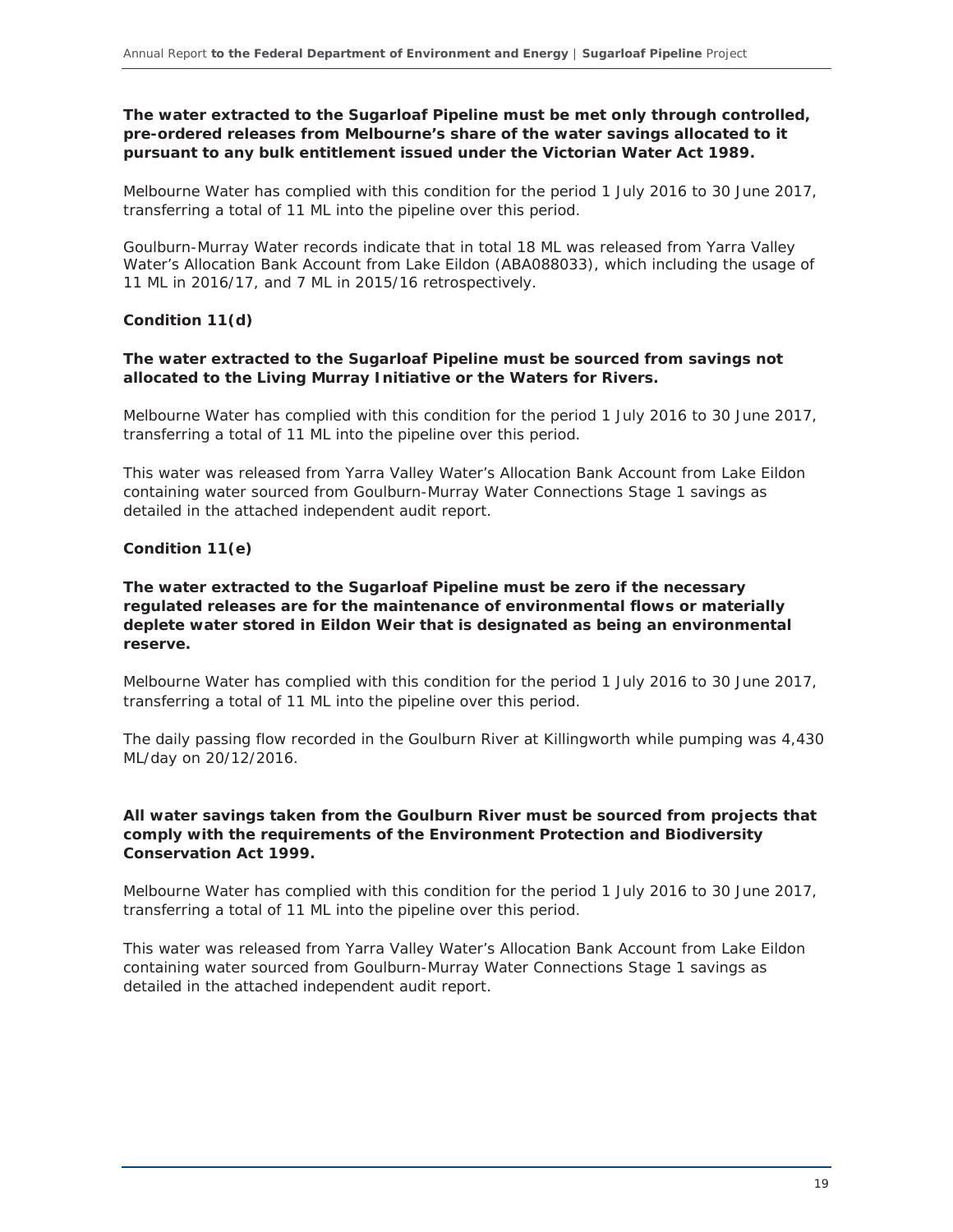**The water extracted to the Sugarloaf Pipeline must be met only through controlled, pre-ordered releases from Melbourne's share of the water savings allocated to it pursuant to any bulk entitlement issued under the Victorian Water Act 1989.**

Melbourne Water has complied with this condition for the period 1 July 2016 to 30 June 2017, transferring a total of 11 ML into the pipeline over this period.

Goulburn-Murray Water records indicate that in total 18 ML was released from Yarra Valley Water's Allocation Bank Account from Lake Eildon (ABA088033), which including the usage of 11 ML in 2016/17, and 7 ML in 2015/16 retrospectively.

**Condition 11(d)**

**The water extracted to the Sugarloaf Pipeline must be sourced from savings not allocated to the Living Murray Initiative or the Waters for Rivers.**

Melbourne Water has complied with this condition for the period 1 July 2016 to 30 June 2017, transferring a total of 11 ML into the pipeline over this period.

This water was released from Yarra Valley Water's Allocation Bank Account from Lake Eildon containing water sourced from Goulburn-Murray Water Connections Stage 1 savings as detailed in the attached independent audit report.

**Condition 11(e)**

**The water extracted to the Sugarloaf Pipeline must be zero if the necessary regulated releases are for the maintenance of environmental flows or materially deplete water stored in Eildon Weir that is designated as being an environmental reserve.**

Melbourne Water has complied with this condition for the period 1 July 2016 to 30 June 2017, transferring a total of 11 ML into the pipeline over this period.

The daily passing flow recorded in the Goulburn River at Killingworth while pumping was 4,430 ML/day on 20/12/2016.

**All water savings taken from the Goulburn River must be sourced from projects that comply with the requirements of the Environment Protection and Biodiversity Conservation Act 1999.**

Melbourne Water has complied with this condition for the period 1 July 2016 to 30 June 2017, transferring a total of 11 ML into the pipeline over this period.

This water was released from Yarra Valley Water's Allocation Bank Account from Lake Eildon containing water sourced from Goulburn-Murray Water Connections Stage 1 savings as detailed in the attached independent audit report.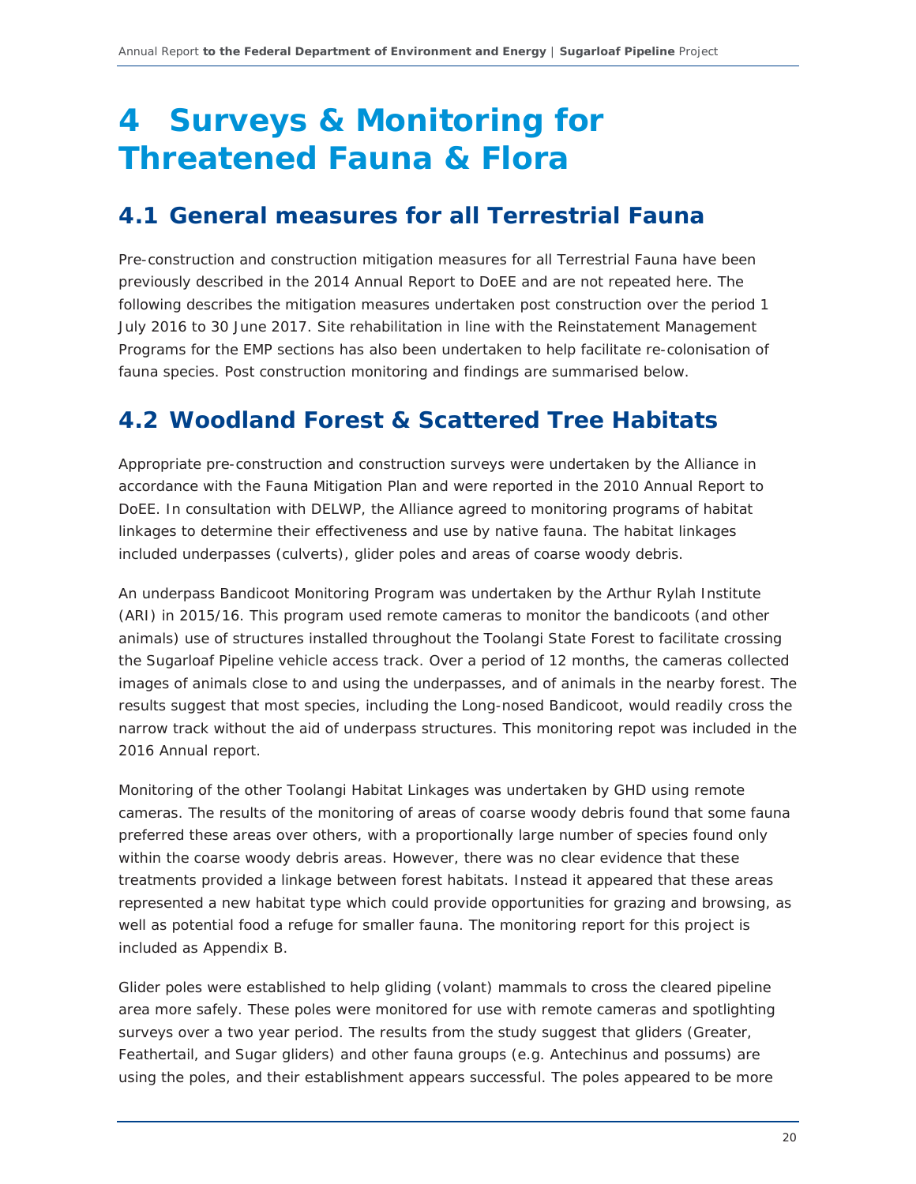# 4 Surveys & Monitoring for Threatened Fauna & Flora

## 4.1 General measures for all Terrestrial Fauna

Pre-construction and construction mitigation measures for all Terrestrial Fauna have been previously described in the 2014 Annual Report to DoEE and are not repeated here. The following describes the mitigation measures undertaken post construction over the period 1 July 2016 to 30 June 2017. Site rehabilitation in line with the Reinstatement Management Programs for the EMP sections has also been undertaken to help facilitate re-colonisation of fauna species. Post construction monitoring and findings are summarised below.

## 4.2 Woodland Forest & Scattered Tree Habitats

Appropriate pre-construction and construction surveys were undertaken by the Alliance in accordance with the Fauna Mitigation Plan and were reported in the 2010 Annual Report to DoEE. In consultation with DELWP, the Alliance agreed to monitoring programs of habitat linkages to determine their effectiveness and use by native fauna. The habitat linkages included underpasses (culverts), glider poles and areas of coarse woody debris.

An underpass Bandicoot Monitoring Program was undertaken by the Arthur Rylah Institute (ARI) in 2015/16. This program used remote cameras to monitor the bandicoots (and other animals) use of structures installed throughout the Toolangi State Forest to facilitate crossing the Sugarloaf Pipeline vehicle access track. Over a period of 12 months, the cameras collected images of animals close to and using the underpasses, and of animals in the nearby forest. The results suggest that most species, including the Long-nosed Bandicoot, would readily cross the narrow track without the aid of underpass structures. This monitoring repot was included in the 2016 Annual report.

Monitoring of the other Toolangi Habitat Linkages was undertaken by GHD using remote cameras. The results of the monitoring of areas of coarse woody debris found that some fauna preferred these areas over others, with a proportionally large number of species found only within the coarse woody debris areas. However, there was no clear evidence that these treatments provided a linkage between forest habitats. Instead it appeared that these areas represented a new habitat type which could provide opportunities for grazing and browsing, as well as potential food a refuge for smaller fauna. The monitoring report for this project is included as Appendix B.

Glider poles were established to help gliding (volant) mammals to cross the cleared pipeline area more safely. These poles were monitored for use with remote cameras and spotlighting surveys over a two year period. The results from the study suggest that gliders (Greater, Feathertail, and Sugar gliders) and other fauna groups (e.g. Antechinus and possums) are using the poles, and their establishment appears successful. The poles appeared to be more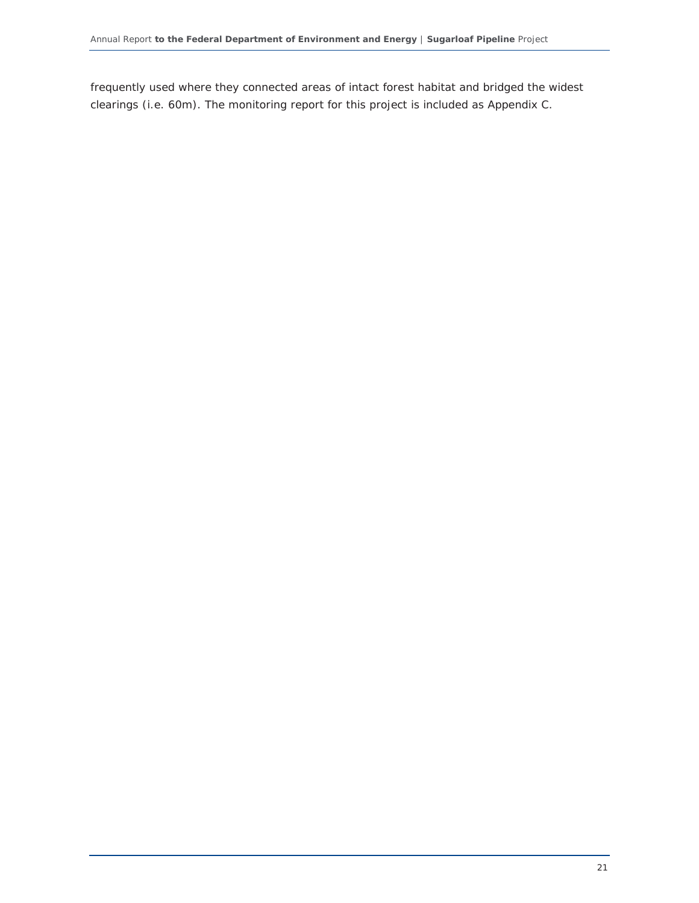frequently used where they connected areas of intact forest habitat and bridged the widest clearings (i.e. 60m). The monitoring report for this project is included as Appendix C.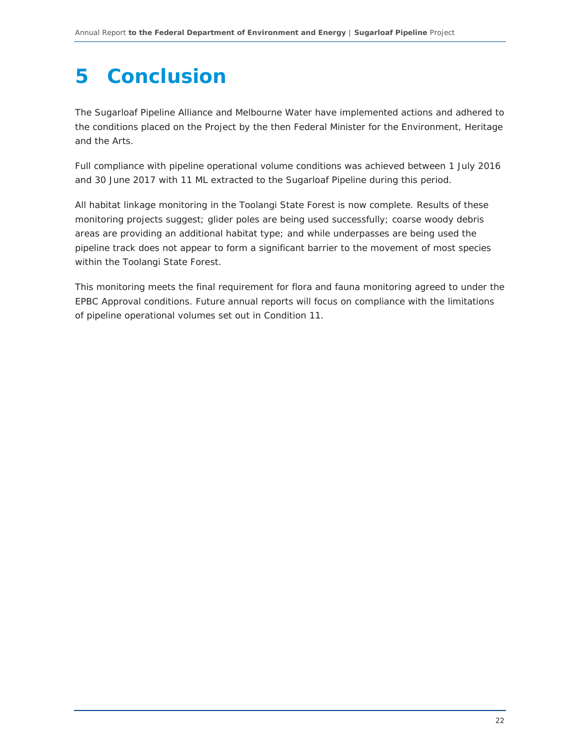# 5 Conclusion

The Sugarloaf Pipeline Alliance and Melbourne Water have implemented actions and adhered to the conditions placed on the Project by the then Federal Minister for the Environment, Heritage and the Arts.

Full compliance with pipeline operational volume conditions was achieved between 1 July 2016 and 30 June 2017 with 11 ML extracted to the Sugarloaf Pipeline during this period.

All habitat linkage monitoring in the Toolangi State Forest is now complete. Results of these monitoring projects suggest; glider poles are being used successfully; coarse woody debris areas are providing an additional habitat type; and while underpasses are being used the pipeline track does not appear to form a significant barrier to the movement of most species within the Toolangi State Forest.

This monitoring meets the final requirement for flora and fauna monitoring agreed to under the EPBC Approval conditions. Future annual reports will focus on compliance with the limitations of pipeline operational volumes set out in Condition 11.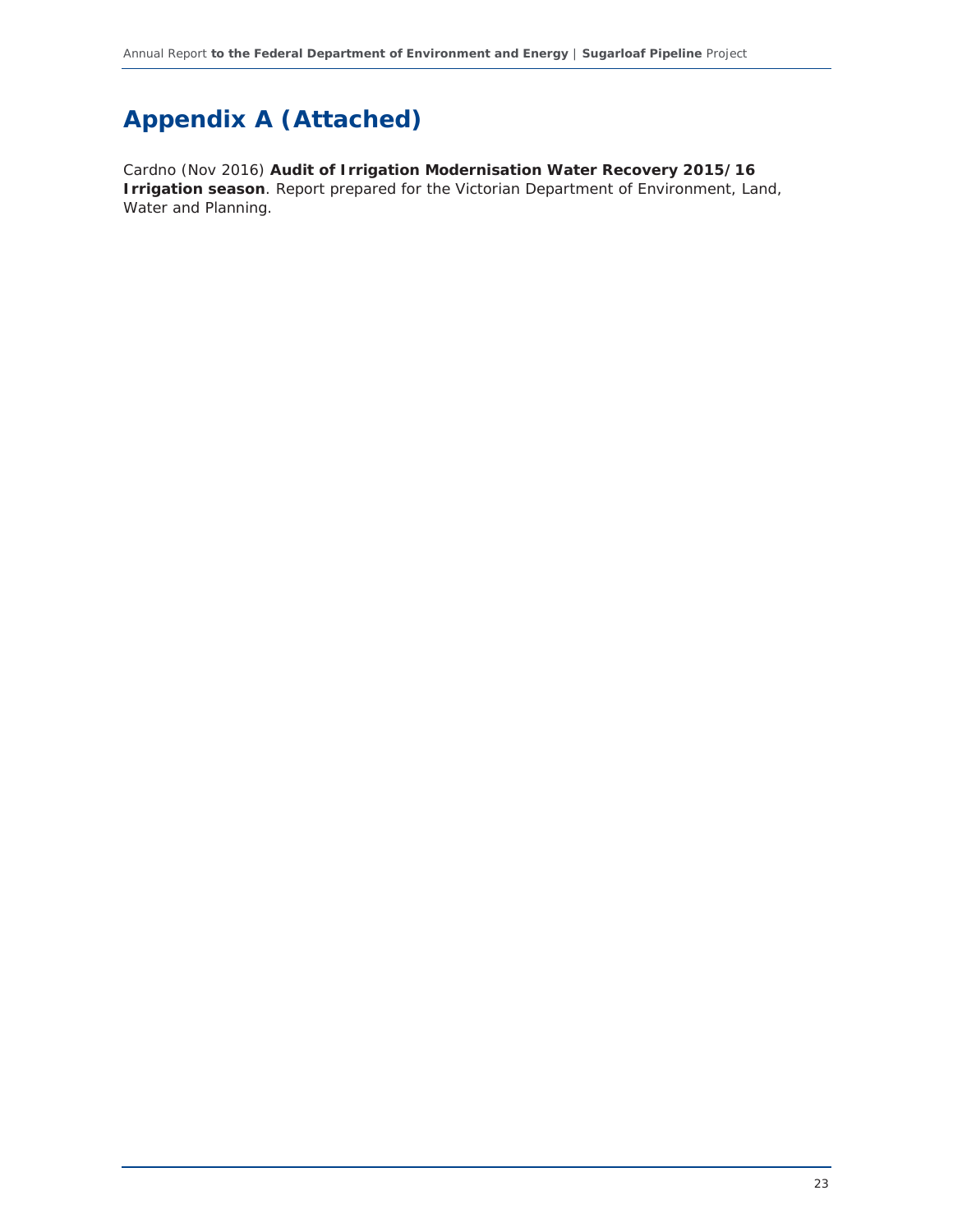# Appendix A (Attached)

Cardno (Nov 2016) **Audit of Irrigation Modernisation Water Recovery 2015/16 Irrigation season**. Report prepared for the Victorian Department of Environment, Land, Water and Planning.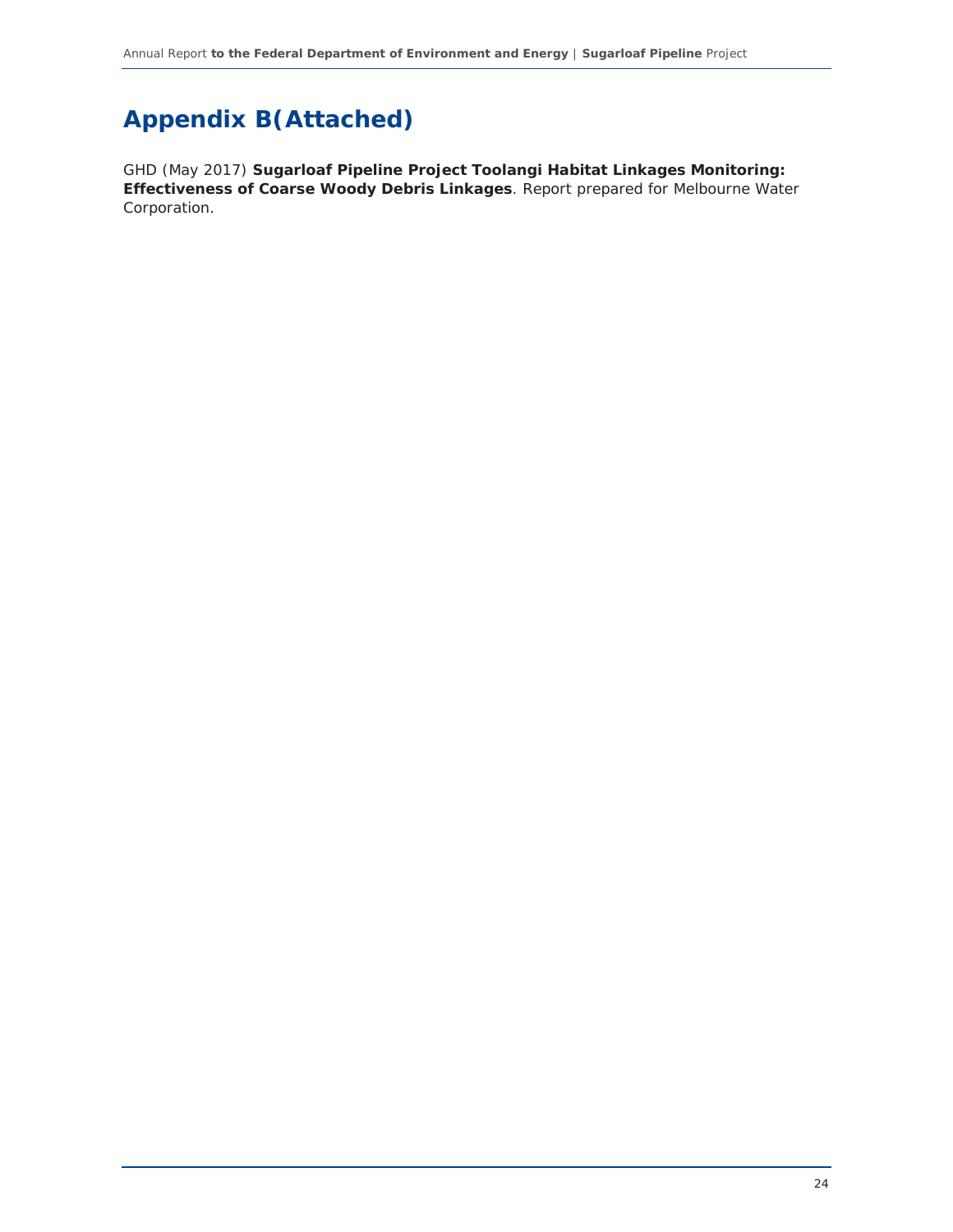# Appendix B(Attached)

GHD (May 2017) **Sugarloaf Pipeline Project Toolangi Habitat Linkages Monitoring: Effectiveness of Coarse Woody Debris Linkages**. Report prepared for Melbourne Water Corporation.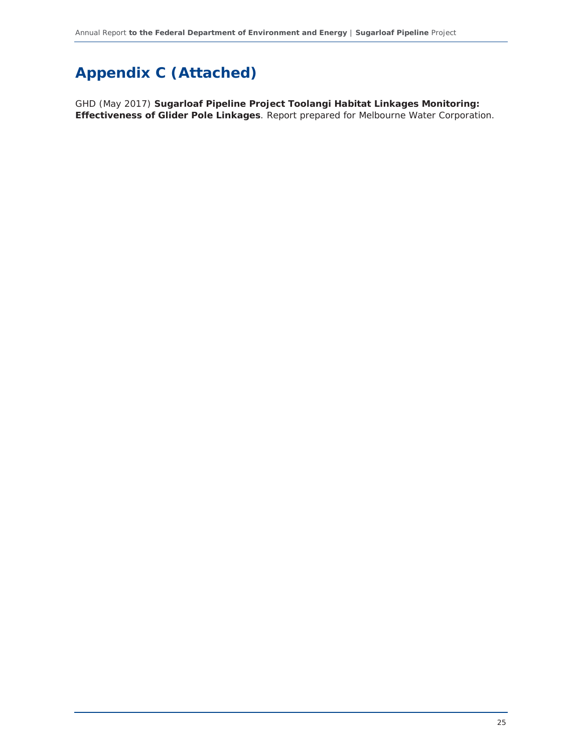# Appendix C (Attached)

GHD (May 2017) **Sugarloaf Pipeline Project Toolangi Habitat Linkages Monitoring: Effectiveness of Glider Pole Linkages**. Report prepared for Melbourne Water Corporation.